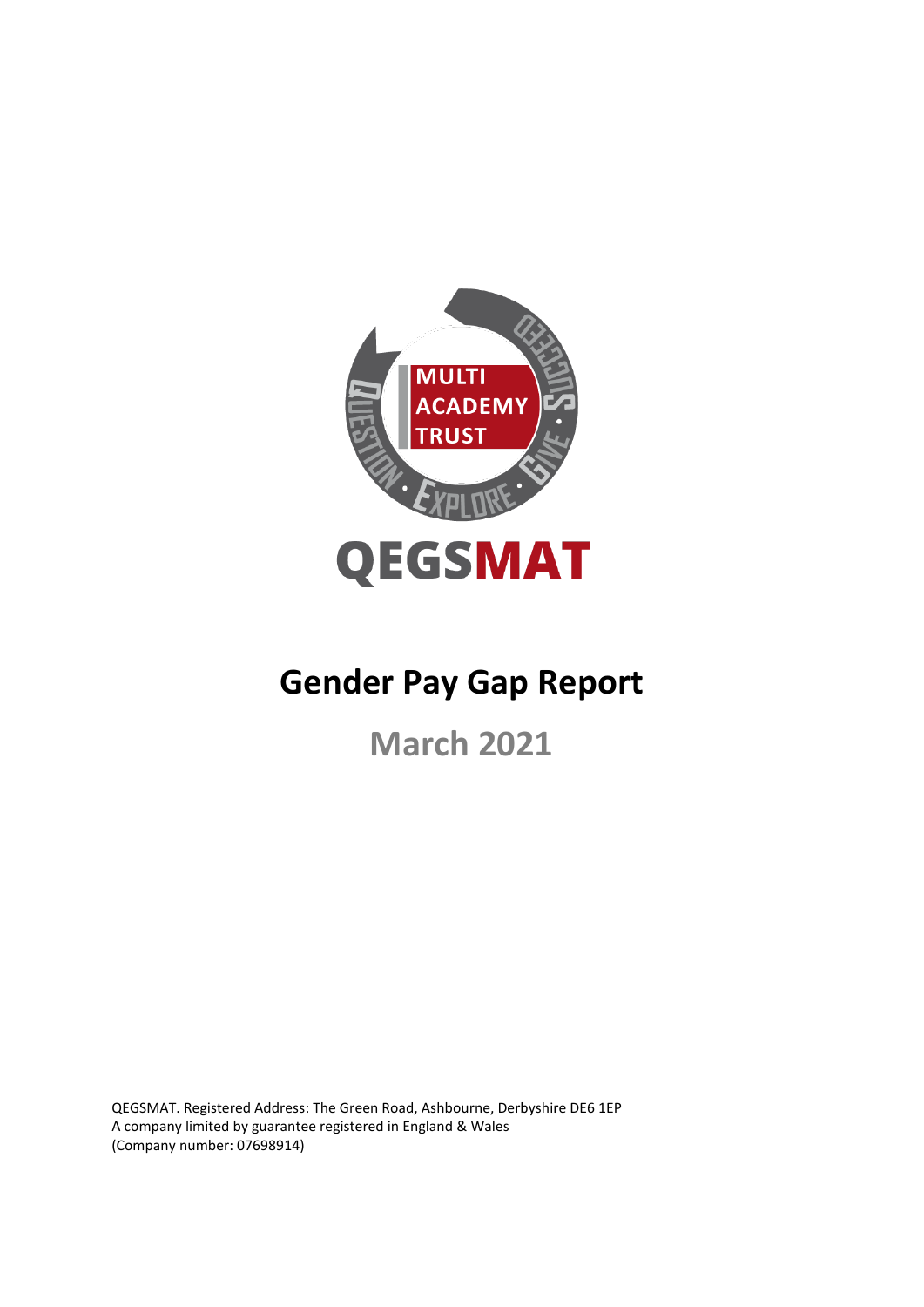MULTI ACADEMY TRUST

QUESTION · EXPLORE · GIVE · SUCCEED

QEGSMAT

# Gender Pay Gap Report

## March 2021

QEGSMAT. Registered Address: The Green Road, Ashbourne, Derbyshire DE6 1EP
A company limited by guarantee registered in England & Wales
(Company number: 07698914)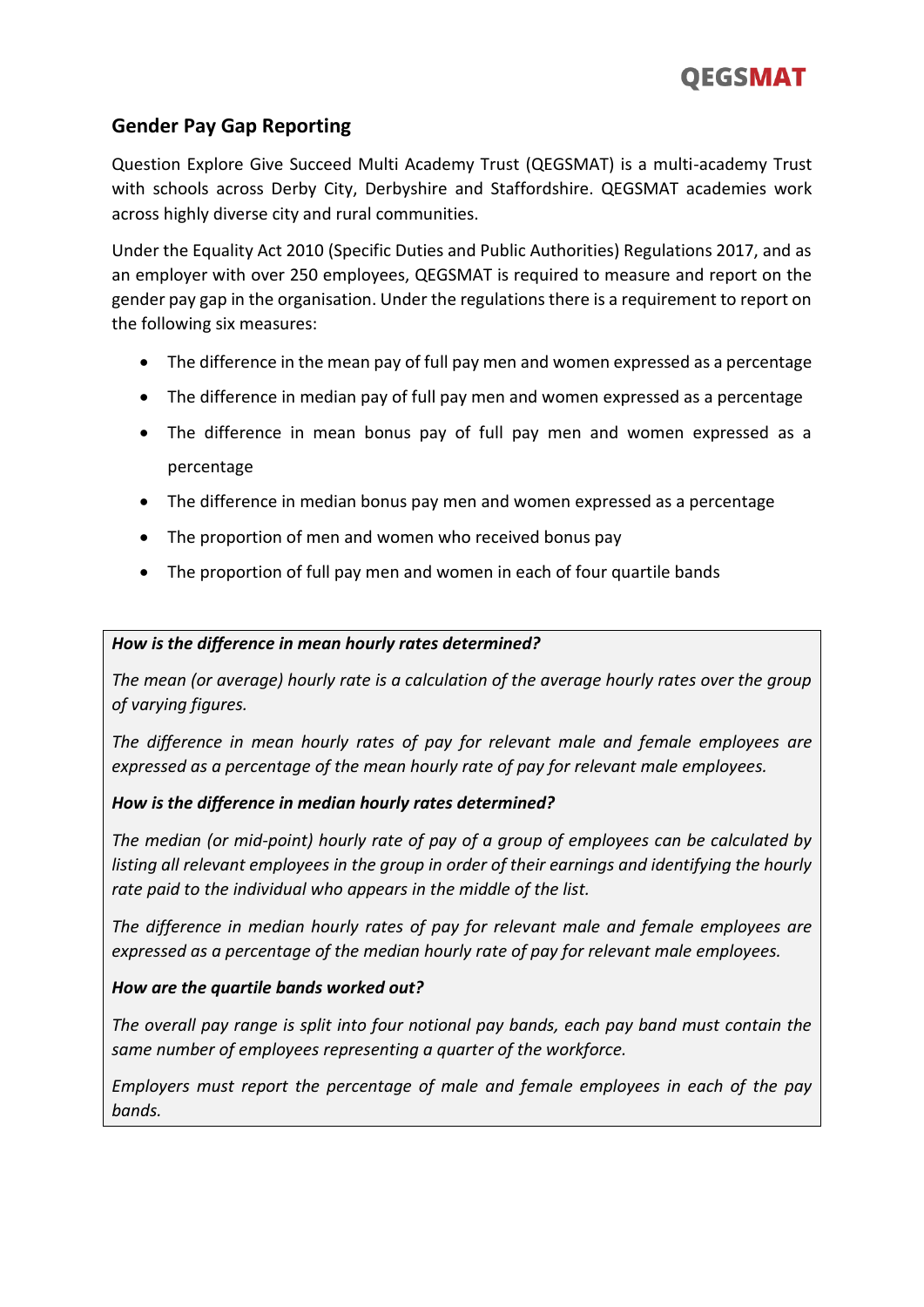## Gender Pay Gap Reporting

Question Explore Give Succeed Multi Academy Trust (QEGSMAT) is a multi-academy Trust with schools across Derby City, Derbyshire and Staffordshire. QEGSMAT academies work across highly diverse city and rural communities.

Under the Equality Act 2010 (Specific Duties and Public Authorities) Regulations 2017, and as an employer with over 250 employees, QEGSMAT is required to measure and report on the gender pay gap in the organisation. Under the regulations there is a requirement to report on the following six measures:

- The difference in the mean pay of full pay men and women expressed as a percentage
- The difference in median pay of full pay men and women expressed as a percentage
- The difference in mean bonus pay of full pay men and women expressed as a percentage
- The difference in median bonus pay men and women expressed as a percentage
- The proportion of men and women who received bonus pay
- The proportion of full pay men and women in each of four quartile bands

***How is the difference in mean hourly rates determined?***

*The mean (or average) hourly rate is a calculation of the average hourly rates over the group of varying figures.*

*The difference in mean hourly rates of pay for relevant male and female employees are expressed as a percentage of the mean hourly rate of pay for relevant male employees.*

***How is the difference in median hourly rates determined?***

*The median (or mid-point) hourly rate of pay of a group of employees can be calculated by listing all relevant employees in the group in order of their earnings and identifying the hourly rate paid to the individual who appears in the middle of the list.*

*The difference in median hourly rates of pay for relevant male and female employees are expressed as a percentage of the median hourly rate of pay for relevant male employees.*

***How are the quartile bands worked out?***

*The overall pay range is split into four notional pay bands, each pay band must contain the same number of employees representing a quarter of the workforce.*

*Employers must report the percentage of male and female employees in each of the pay bands.*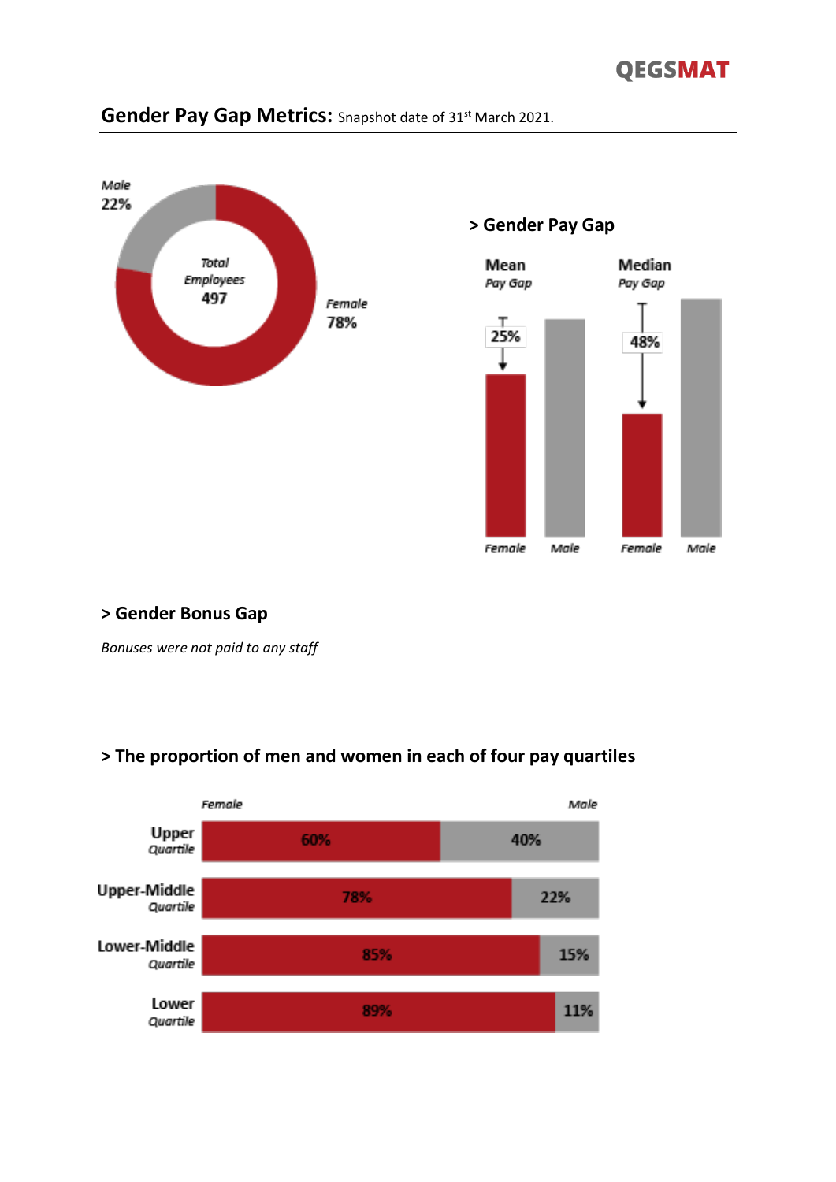## Gender Pay Gap Metrics: Snapshot date of 31st March 2021.

Male 22%

Total Employees 497

Female 78%

### > Gender Pay Gap

| | Mean Pay Gap | Median Pay Gap |
|---|---|---|
| Gap | 25% | 48% |

### > Gender Bonus Gap

*Bonuses were not paid to any staff*

### > The proportion of men and women in each of four pay quartiles

| Quartile | Female | Male |
|---|---|---|
| Upper Quartile | 60% | 40% |
| Upper-Middle Quartile | 78% | 22% |
| Lower-Middle Quartile | 85% | 15% |
| Lower Quartile | 89% | 11% |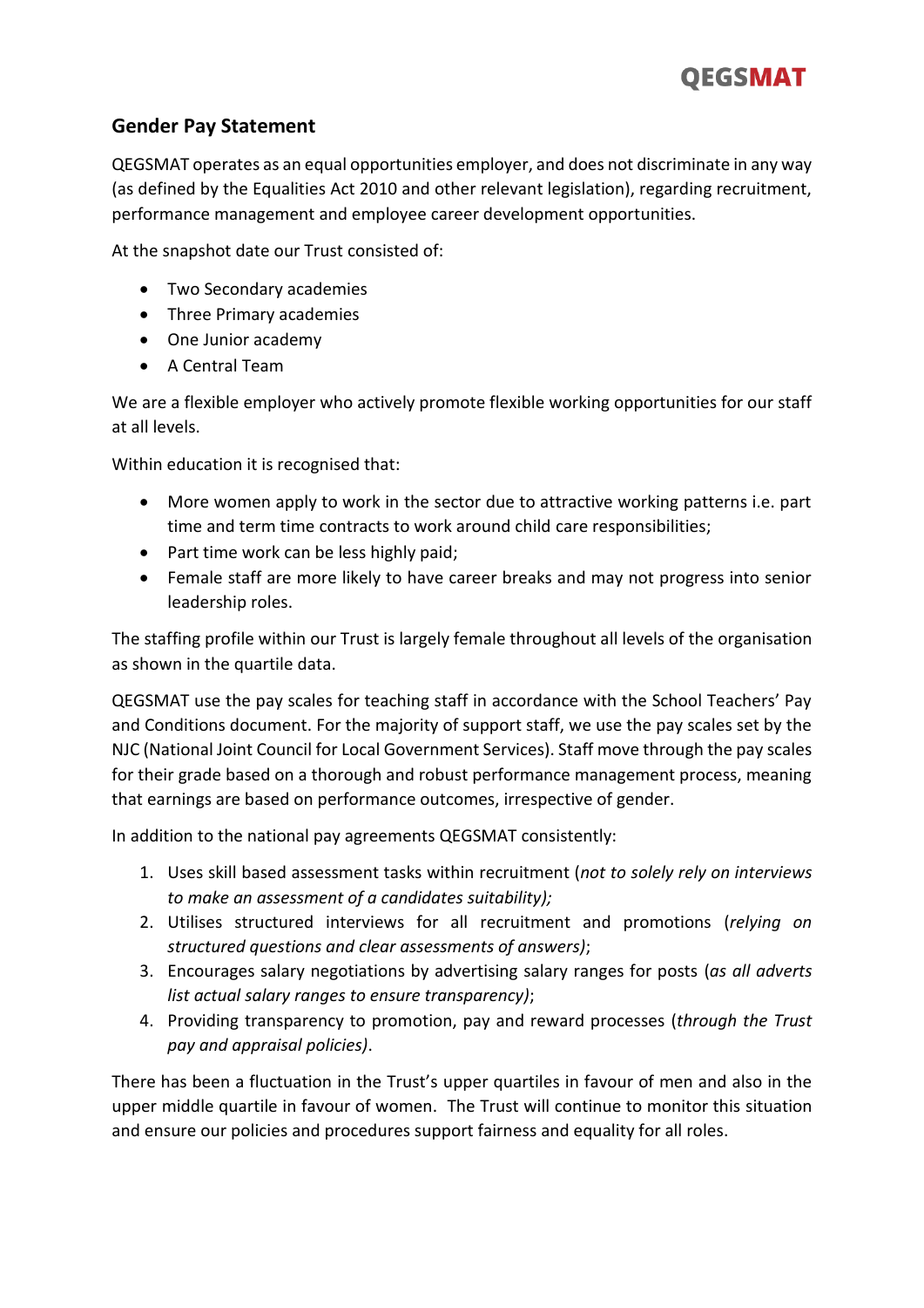## Gender Pay Statement

QEGSMAT operates as an equal opportunities employer, and does not discriminate in any way (as defined by the Equalities Act 2010 and other relevant legislation), regarding recruitment, performance management and employee career development opportunities.

At the snapshot date our Trust consisted of:

- Two Secondary academies
- Three Primary academies
- One Junior academy
- A Central Team

We are a flexible employer who actively promote flexible working opportunities for our staff at all levels.

Within education it is recognised that:

- More women apply to work in the sector due to attractive working patterns i.e. part time and term time contracts to work around child care responsibilities;
- Part time work can be less highly paid;
- Female staff are more likely to have career breaks and may not progress into senior leadership roles.

The staffing profile within our Trust is largely female throughout all levels of the organisation as shown in the quartile data.

QEGSMAT use the pay scales for teaching staff in accordance with the School Teachers' Pay and Conditions document. For the majority of support staff, we use the pay scales set by the NJC (National Joint Council for Local Government Services). Staff move through the pay scales for their grade based on a thorough and robust performance management process, meaning that earnings are based on performance outcomes, irrespective of gender.

In addition to the national pay agreements QEGSMAT consistently:

1. Uses skill based assessment tasks within recruitment (*not to solely rely on interviews to make an assessment of a candidates suitability);*
2. Utilises structured interviews for all recruitment and promotions (*relying on structured questions and clear assessments of answers)*;
3. Encourages salary negotiations by advertising salary ranges for posts (*as all adverts list actual salary ranges to ensure transparency)*;
4. Providing transparency to promotion, pay and reward processes (*through the Trust pay and appraisal policies)*.

There has been a fluctuation in the Trust's upper quartiles in favour of men and also in the upper middle quartile in favour of women. The Trust will continue to monitor this situation and ensure our policies and procedures support fairness and equality for all roles.